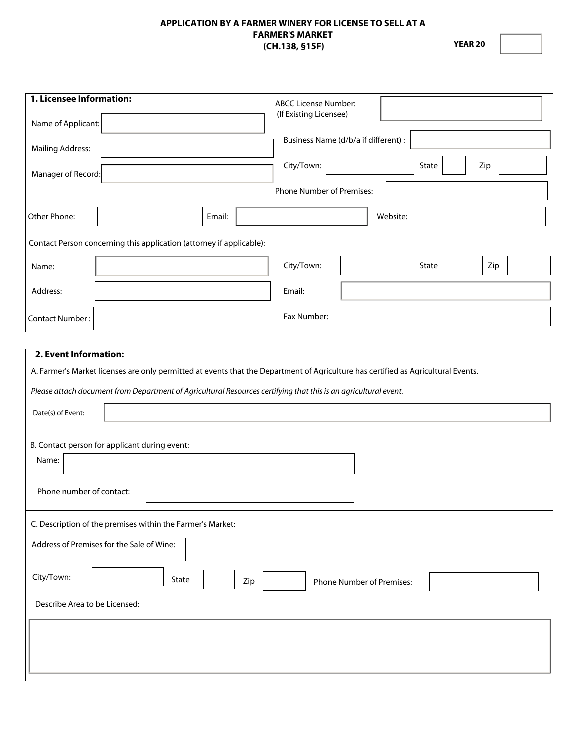# APPLICATION BY A FARMER WINERY FOR LICENSE TO SELL AT A FARMER'S MARKET (CH.138, §15F)

**YEAR 20** ______

## 1. Licensee Information:

Name of Applicant: ______

Mailing Address: ______

Manager of Record: ______

ABCC License Number: (If Existing Licensee) ______

Business Name (d/b/a if different) : ______

City/Town: ______ State ______ Zip ______

Phone Number of Premises: ______

Other Phone: ______ Email: ______ Website: ______

Contact Person concerning this application (attorney if applicable):

Name: ______

Address: ______

Contact Number : ______

City/Town: ______ State ______ Zip ______

Email: ______

Fax Number: ______

## 2. Event Information:

A. Farmer's Market licenses are only permitted at events that the Department of Agriculture has certified as Agricultural Events.

*Please attach document from Department of Agricultural Resources certifying that this is an agricultural event.*

Date(s) of Event: ______

B. Contact person for applicant during event:

Name: ______

Phone number of contact: ______

C. Description of the premises within the Farmer's Market:

Address of Premises for the Sale of Wine: ______

City/Town: ______ State ______ Zip ______ Phone Number of Premises: ______

Describe Area to be Licensed:

______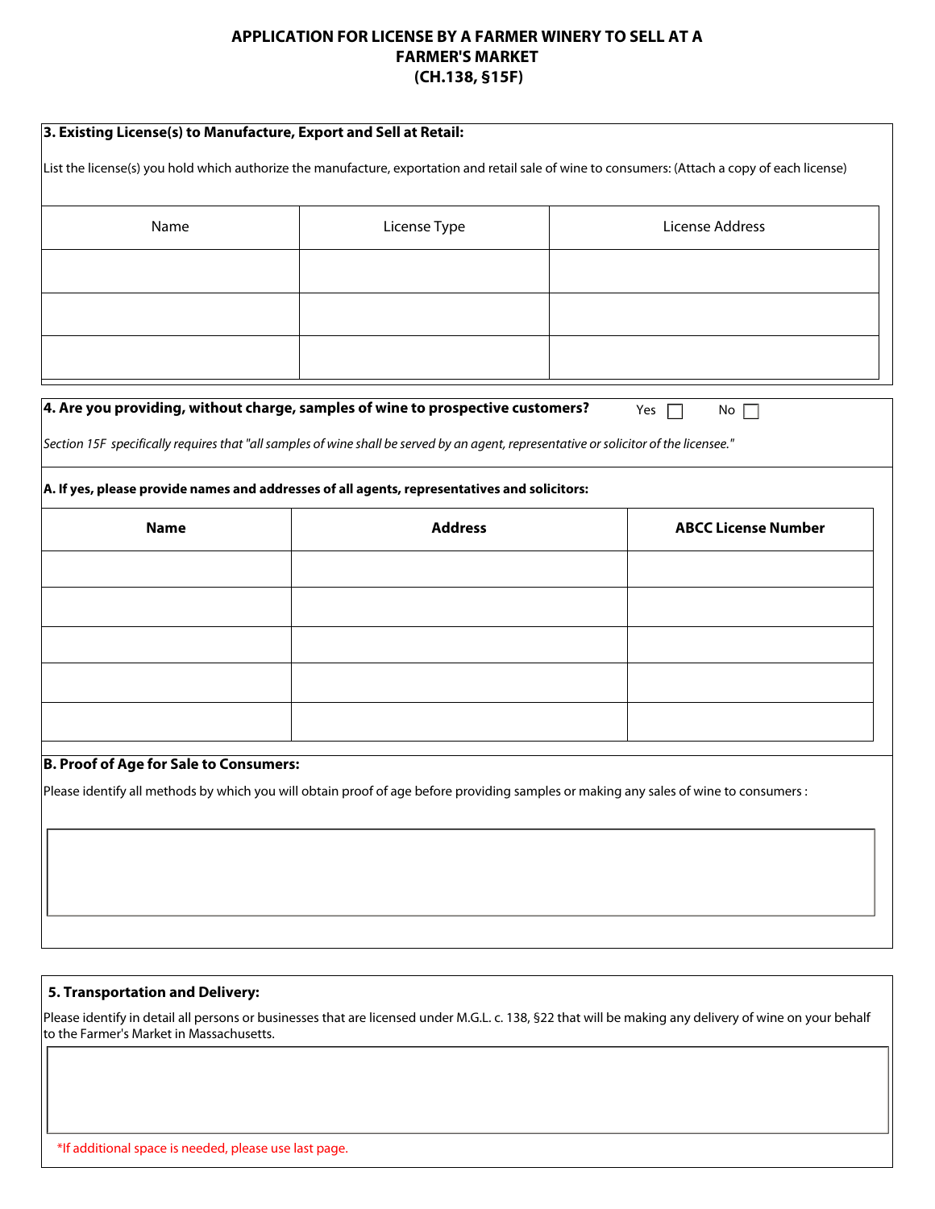# APPLICATION FOR LICENSE BY A FARMER WINERY TO SELL AT A FARMER'S MARKET (CH.138, §15F)

**3. Existing License(s) to Manufacture, Export and Sell at Retail:**

List the license(s) you hold which authorize the manufacture, exportation and retail sale of wine to consumers: (Attach a copy of each license)

| Name | License Type | License Address |
|---|---|---|
| | | |
| | | |
| | | |

**4. Are you providing, without charge, samples of wine to prospective customers?** Yes ☐ No ☐

*Section 15F specifically requires that "all samples of wine shall be served by an agent, representative or solicitor of the licensee."*

**A. If yes, please provide names and addresses of all agents, representatives and solicitors:**

| Name | Address | ABCC License Number |
|---|---|---|
| | | |
| | | |
| | | |
| | | |
| | | |

**B. Proof of Age for Sale to Consumers:**

Please identify all methods by which you will obtain proof of age before providing samples or making any sales of wine to consumers :

**5. Transportation and Delivery:**

Please identify in detail all persons or businesses that are licensed under M.G.L. c. 138, §22 that will be making any delivery of wine on your behalf to the Farmer's Market in Massachusetts.

*If additional space is needed, please use last page.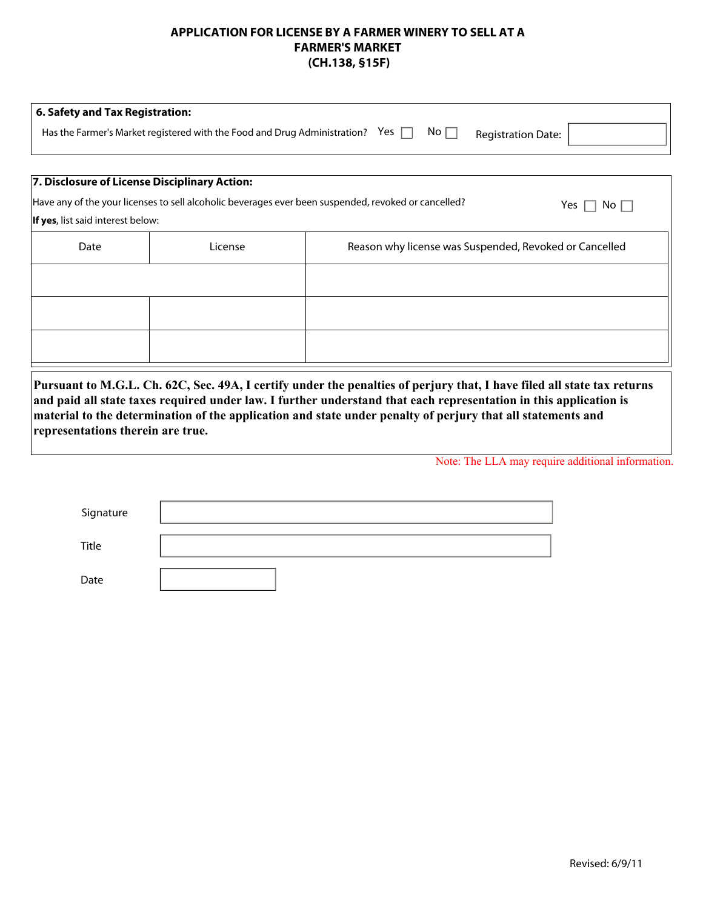# APPLICATION FOR LICENSE BY A FARMER WINERY TO SELL AT A FARMER'S MARKET (CH.138, §15F)

**6. Safety and Tax Registration:**

Has the Farmer's Market registered with the Food and Drug Administration? Yes ☐ No ☐ Registration Date: ____________

**7. Disclosure of License Disciplinary Action:**

Have any of the your licenses to sell alcoholic beverages ever been suspended, revoked or cancelled? Yes ☐ No ☐

**If yes**, list said interest below:

| Date | License | Reason why license was Suspended, Revoked or Cancelled |
|---|---|---|
| | | |
| | | |
| | | |

**Pursuant to M.G.L. Ch. 62C, Sec. 49A, I certify under the penalties of perjury that, I have filed all state tax returns and paid all state taxes required under law. I further understand that each representation in this application is material to the determination of the application and state under penalty of perjury that all statements and representations therein are true.**

Note: The LLA may require additional information.

Signature ____________________

Title ____________________

Date ____________

Revised: 6/9/11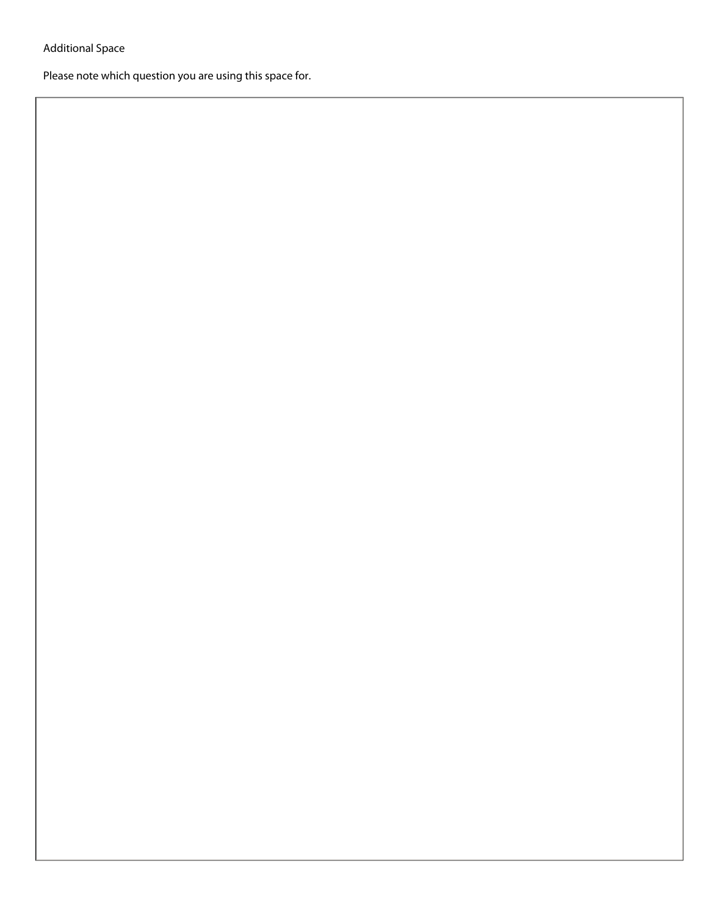Additional Space

Please note which question you are using this space for.